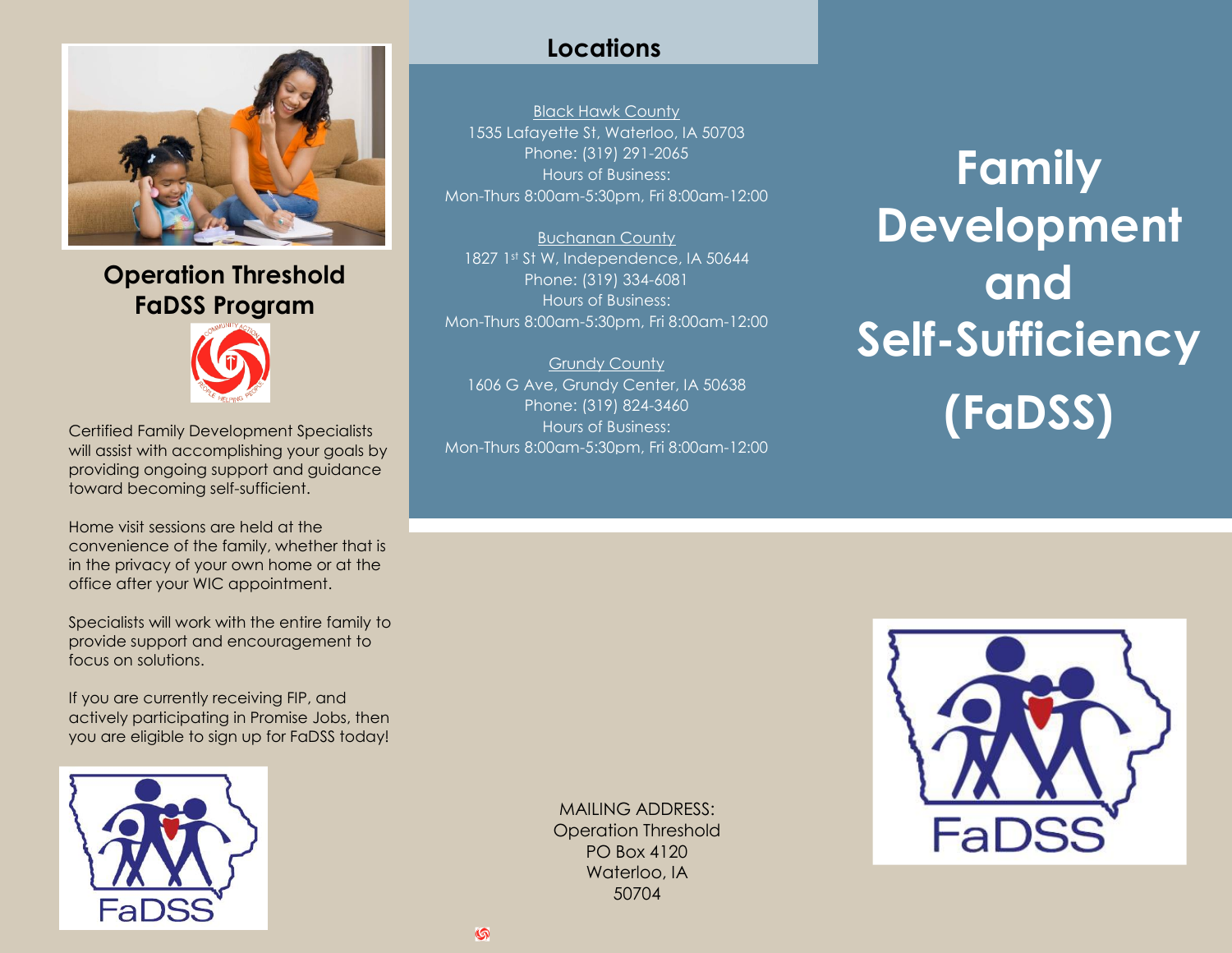## Operation Threshold FaDSS Program

Certified Family Development Specialists will assist with accomplishing your goals by providing ongoing support and guidance toward becoming self-sufficient.

Home visit sessions are held at the convenience of the family, whether that is in the privacy of your own home or at the office after your WIC appointment.

Specialists will work with the entire family to provide support and encouragement to focus on solutions.

If you are currently receiving FIP, and actively participating in Promise Jobs, then you are eligible to sign up for FaDSS today!

## Locations

Black Hawk County
1535 Lafayette St, Waterloo, IA 50703
Phone: (319) 291-2065
Hours of Business:
Mon-Thurs 8:00am-5:30pm, Fri 8:00am-12:00

Buchanan County
1827 1st St W, Independence, IA 50644
Phone: (319) 334-6081
Hours of Business:
Mon-Thurs 8:00am-5:30pm, Fri 8:00am-12:00

Grundy County
1606 G Ave, Grundy Center, IA 50638
Phone: (319) 824-3460
Hours of Business:
Mon-Thurs 8:00am-5:30pm, Fri 8:00am-12:00

MAILING ADDRESS:
Operation Threshold
PO Box 4120
Waterloo, IA
50704

# Family Development and Self-Sufficiency (FaDSS)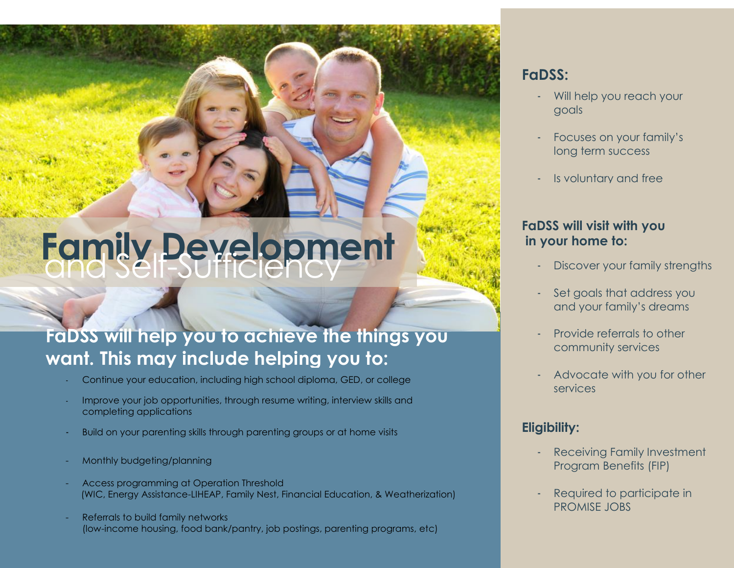# Family Development and Self-Sufficiency

## FaDSS will help you to achieve the things you want. This may include helping you to:

- Continue your education, including high school diploma, GED, or college
- Improve your job opportunities, through resume writing, interview skills and completing applications
- Build on your parenting skills through parenting groups or at home visits
- Monthly budgeting/planning
- Access programming at Operation Threshold (WIC, Energy Assistance-LIHEAP, Family Nest, Financial Education, & Weatherization)
- Referrals to build family networks (low-income housing, food bank/pantry, job postings, parenting programs, etc)

## FaDSS:

- Will help you reach your goals
- Focuses on your family's long term success
- Is voluntary and free

## FaDSS will visit with you in your home to:

- Discover your family strengths
- Set goals that address you and your family's dreams
- Provide referrals to other community services
- Advocate with you for other services

## Eligibility:

- Receiving Family Investment Program Benefits (FIP)
- Required to participate in PROMISE JOBS